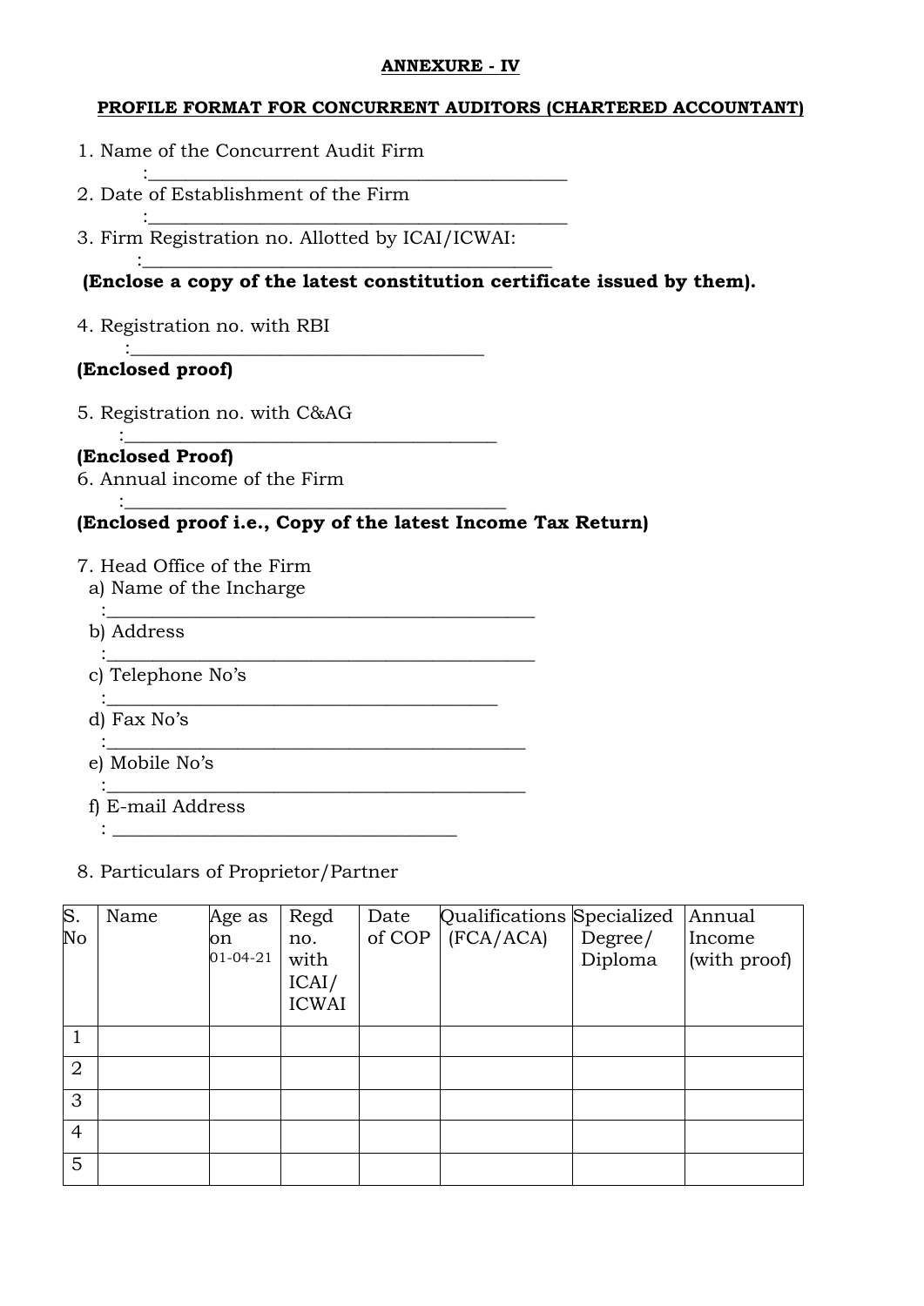**ANNEXURE - IV**

**PROFILE FORMAT FOR CONCURRENT AUDITORS (CHARTERED ACCOUNTANT)**

1. Name of the Concurrent Audit Firm
   :___________________________________________
2. Date of Establishment of the Firm
   :___________________________________________
3. Firm Registration no. Allotted by ICAI/ICWAI:
   :___________________________________________

**(Enclose a copy of the latest constitution certificate issued by them).**

4. Registration no. with RBI
   :_____________________________________

**(Enclosed proof)**

5. Registration no. with C&AG
   :_____________________________________

**(Enclosed Proof)**

6. Annual income of the Firm
   :_____________________________________

**(Enclosed proof i.e., Copy of the latest Income Tax Return)**

7. Head Office of the Firm
   a) Name of the Incharge
   :___________________________________________
   b) Address
   :___________________________________________
   c) Telephone No's
   :_______________________________________
   d) Fax No's
   :___________________________________________
   e) Mobile No's
   :___________________________________________
   f) E-mail Address
   : ____________________________________

8. Particulars of Proprietor/Partner

| S. No | Name | Age as on 01-04-21 | Regd no. with ICAI/ ICWAI | Date of COP | Qualifications (FCA/ACA) | Specialized Degree/ Diploma | Annual Income (with proof) |
|---|---|---|---|---|---|---|---|
| 1 | | | | | | | |
| 2 | | | | | | | |
| 3 | | | | | | | |
| 4 | | | | | | | |
| 5 | | | | | | | |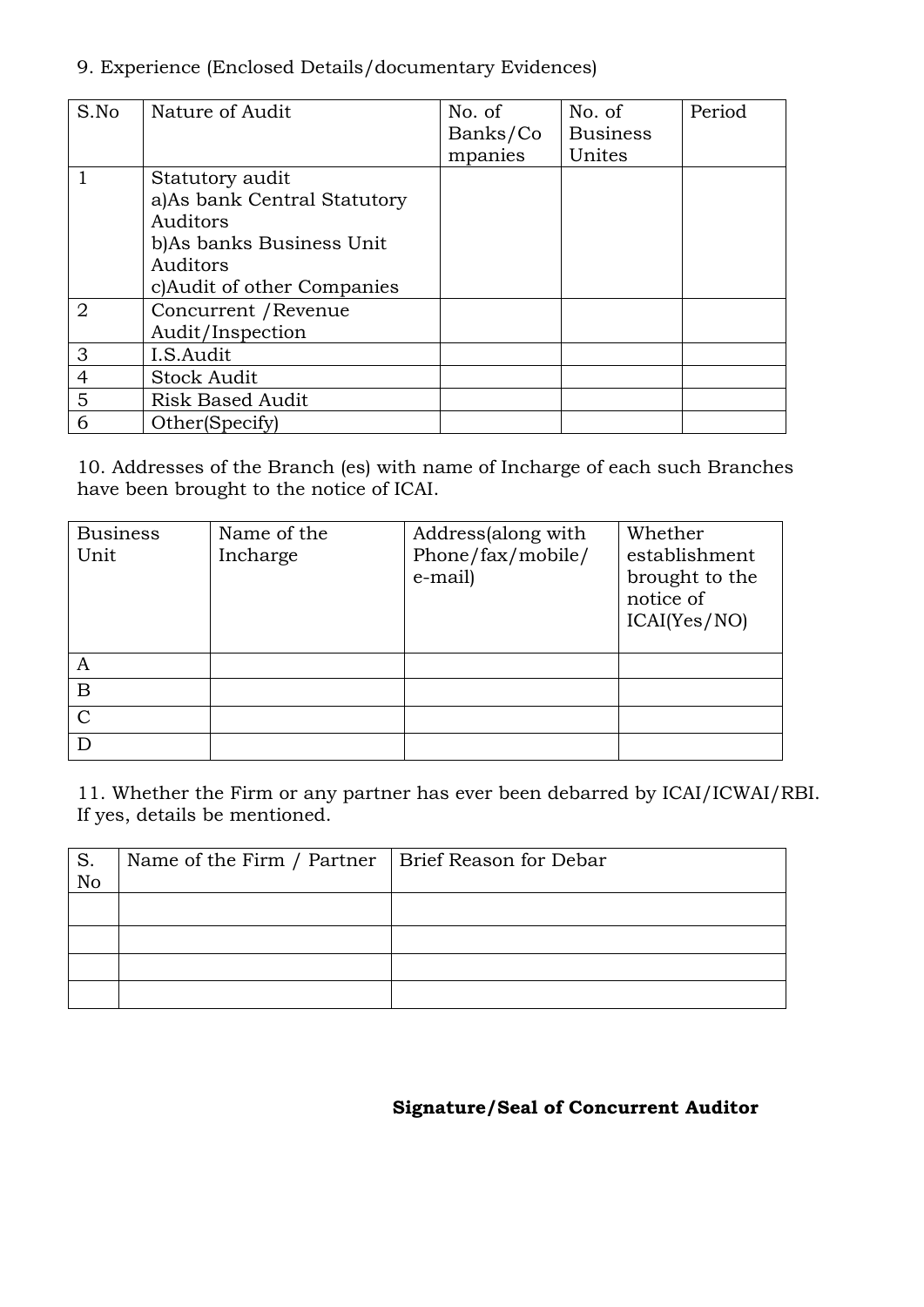9. Experience (Enclosed Details/documentary Evidences)

| S.No | Nature of Audit | No. of Banks/Companies | No. of Business Unites | Period |
|---|---|---|---|---|
| 1 | Statutory audit<br>a)As bank Central Statutory Auditors<br>b)As banks Business Unit Auditors<br>c)Audit of other Companies | | | |
| 2 | Concurrent /Revenue Audit/Inspection | | | |
| 3 | I.S.Audit | | | |
| 4 | Stock Audit | | | |
| 5 | Risk Based Audit | | | |
| 6 | Other(Specify) | | | |

10. Addresses of the Branch (es) with name of Incharge of each such Branches have been brought to the notice of ICAI.

| Business Unit | Name of the Incharge | Address(along with Phone/fax/mobile/ e-mail) | Whether establishment brought to the notice of ICAI(Yes/NO) |
|---|---|---|---|
| A | | | |
| B | | | |
| C | | | |
| D | | | |

11. Whether the Firm or any partner has ever been debarred by ICAI/ICWAI/RBI. If yes, details be mentioned.

| S. No | Name of the Firm / Partner | Brief Reason for Debar |
|---|---|---|
| | | |
| | | |
| | | |
| | | |

**Signature/Seal of Concurrent Auditor**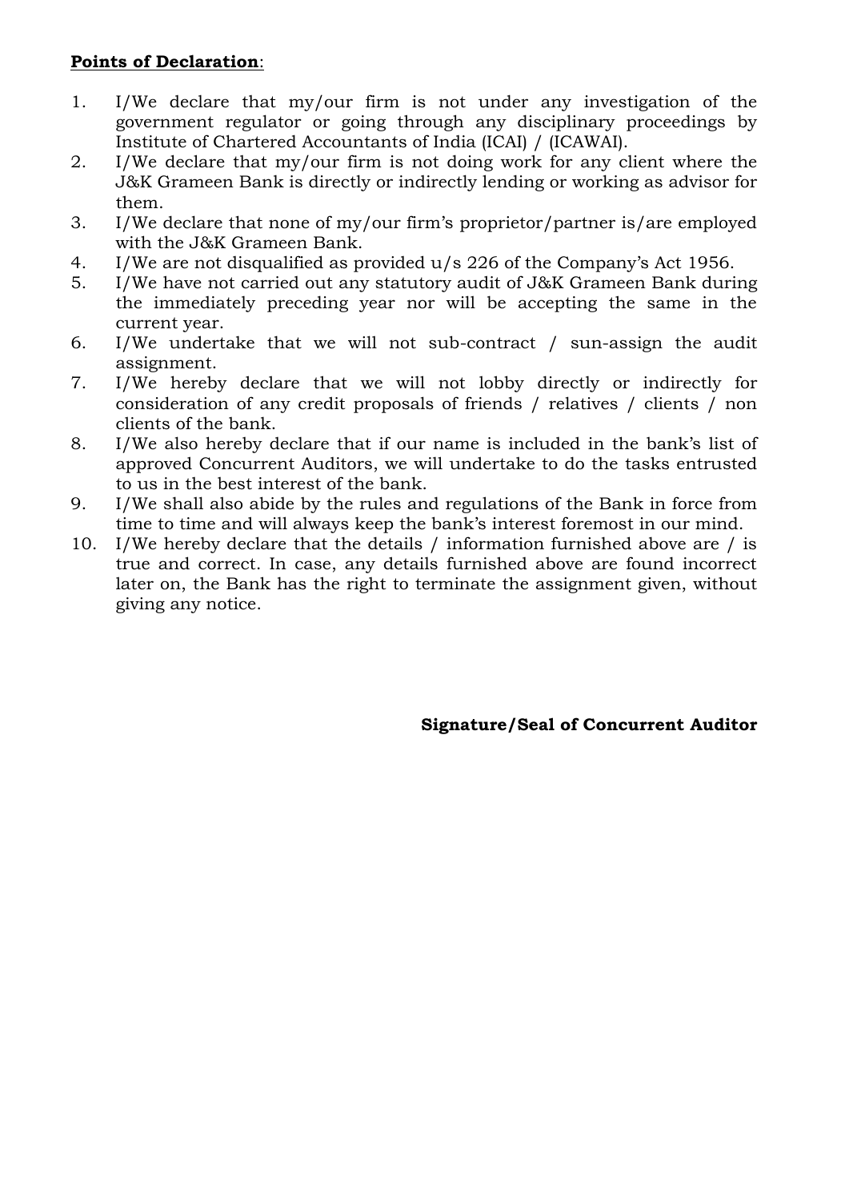**Points of Declaration**:

1. I/We declare that my/our firm is not under any investigation of the government regulator or going through any disciplinary proceedings by Institute of Chartered Accountants of India (ICAI) / (ICAWAI).
2. I/We declare that my/our firm is not doing work for any client where the J&K Grameen Bank is directly or indirectly lending or working as advisor for them.
3. I/We declare that none of my/our firm's proprietor/partner is/are employed with the J&K Grameen Bank.
4. I/We are not disqualified as provided u/s 226 of the Company's Act 1956.
5. I/We have not carried out any statutory audit of J&K Grameen Bank during the immediately preceding year nor will be accepting the same in the current year.
6. I/We undertake that we will not sub-contract / sun-assign the audit assignment.
7. I/We hereby declare that we will not lobby directly or indirectly for consideration of any credit proposals of friends / relatives / clients / non clients of the bank.
8. I/We also hereby declare that if our name is included in the bank's list of approved Concurrent Auditors, we will undertake to do the tasks entrusted to us in the best interest of the bank.
9. I/We shall also abide by the rules and regulations of the Bank in force from time to time and will always keep the bank's interest foremost in our mind.
10. I/We hereby declare that the details / information furnished above are / is true and correct. In case, any details furnished above are found incorrect later on, the Bank has the right to terminate the assignment given, without giving any notice.

**Signature/Seal of Concurrent Auditor**